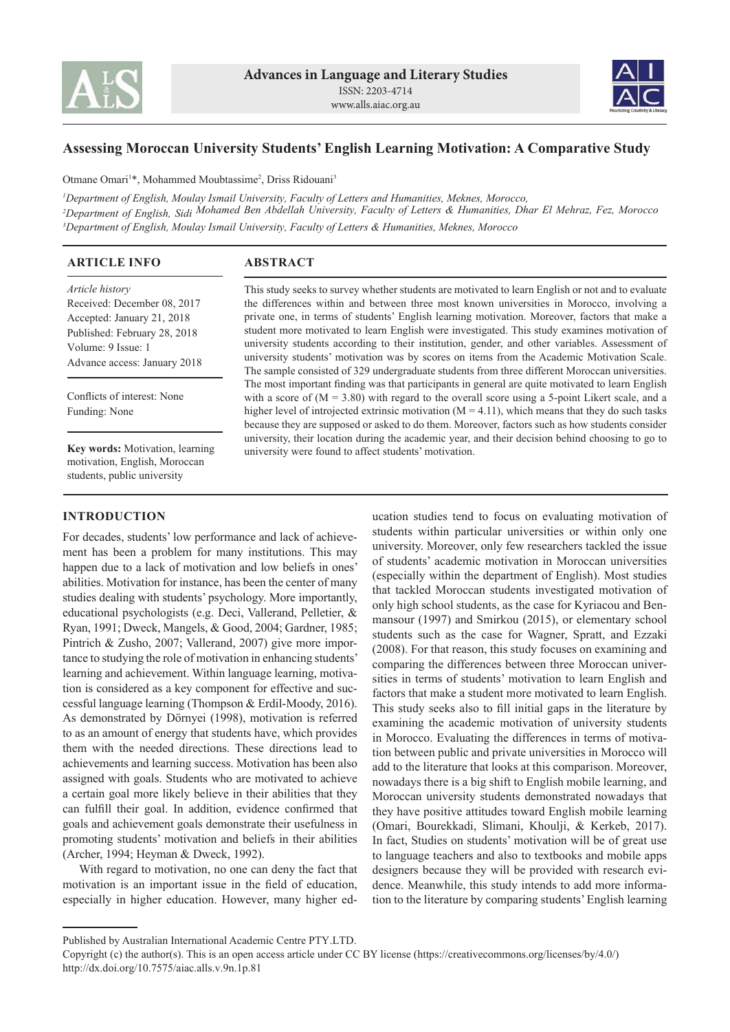# Assessing Moroccan University Students' English Learning Motivation: A Comparative Study

Otmane Omari[1]*, Mohammed Moubtassime[2], Driss Ridouani[3]

[1]*Department of English, Moulay Ismail University, Faculty of Letters and Humanities, Meknes, Morocco,*
[2]*Department of English, Sidi Mohamed Ben Abdellah University, Faculty of Letters & Humanities, Dhar El Mehraz, Fez, Morocco*
[3]*Department of English, Moulay Ismail University, Faculty of Letters & Humanities, Meknes, Morocco*

## ARTICLE INFO

*Article history*
Received: December 08, 2017
Accepted: January 21, 2018
Published: February 28, 2018
Volume: 9 Issue: 1
Advance access: January 2018

Conflicts of interest: None
Funding: None

**Key words:** Motivation, learning motivation, English, Moroccan students, public university

## ABSTRACT

This study seeks to survey whether students are motivated to learn English or not and to evaluate the differences within and between three most known universities in Morocco, involving a private one, in terms of students' English learning motivation. Moreover, factors that make a student more motivated to learn English were investigated. This study examines motivation of university students according to their institution, gender, and other variables. Assessment of university students' motivation was by scores on items from the Academic Motivation Scale. The sample consisted of 329 undergraduate students from three different Moroccan universities. The most important finding was that participants in general are quite motivated to learn English with a score of (M = 3.80) with regard to the overall score using a 5-point Likert scale, and a higher level of introjected extrinsic motivation (M = 4.11), which means that they do such tasks because they are supposed or asked to do them. Moreover, factors such as how students consider university, their location during the academic year, and their decision behind choosing to go to university were found to affect students' motivation.

## INTRODUCTION

For decades, students' low performance and lack of achievement has been a problem for many institutions. This may happen due to a lack of motivation and low beliefs in ones' abilities. Motivation for instance, has been the center of many studies dealing with students' psychology. More importantly, educational psychologists (e.g. Deci, Vallerand, Pelletier, & Ryan, 1991; Dweck, Mangels, & Good, 2004; Gardner, 1985; Pintrich & Zusho, 2007; Vallerand, 2007) give more importance to studying the role of motivation in enhancing students' learning and achievement. Within language learning, motivation is considered as a key component for effective and successful language learning (Thompson & Erdil-Moody, 2016). As demonstrated by Dörnyei (1998), motivation is referred to as an amount of energy that students have, which provides them with the needed directions. These directions lead to achievements and learning success. Motivation has been also assigned with goals. Students who are motivated to achieve a certain goal more likely believe in their abilities that they can fulfill their goal. In addition, evidence confirmed that goals and achievement goals demonstrate their usefulness in promoting students' motivation and beliefs in their abilities (Archer, 1994; Heyman & Dweck, 1992).

With regard to motivation, no one can deny the fact that motivation is an important issue in the field of education, especially in higher education. However, many higher education studies tend to focus on evaluating motivation of students within particular universities or within only one university. Moreover, only few researchers tackled the issue of students' academic motivation in Moroccan universities (especially within the department of English). Most studies that tackled Moroccan students investigated motivation of only high school students, as the case for Kyriacou and Benmansour (1997) and Smirkou (2015), or elementary school students such as the case for Wagner, Spratt, and Ezzaki (2008). For that reason, this study focuses on examining and comparing the differences between three Moroccan universities in terms of students' motivation to learn English and factors that make a student more motivated to learn English. This study seeks also to fill initial gaps in the literature by examining the academic motivation of university students in Morocco. Evaluating the differences in terms of motivation between public and private universities in Morocco will add to the literature that looks at this comparison. Moreover, nowadays there is a big shift to English mobile learning, and Moroccan university students demonstrated nowadays that they have positive attitudes toward English mobile learning (Omari, Bourekkadi, Slimani, Khoulji, & Kerkeb, 2017). In fact, Studies on students' motivation will be of great use to language teachers and also to textbooks and mobile apps designers because they will be provided with research evidence. Meanwhile, this study intends to add more information to the literature by comparing students' English learning

Published by Australian International Academic Centre PTY.LTD.
Copyright (c) the author(s). This is an open access article under CC BY license (https://creativecommons.org/licenses/by/4.0/)
http://dx.doi.org/10.7575/aiac.alls.v.9n.1p.81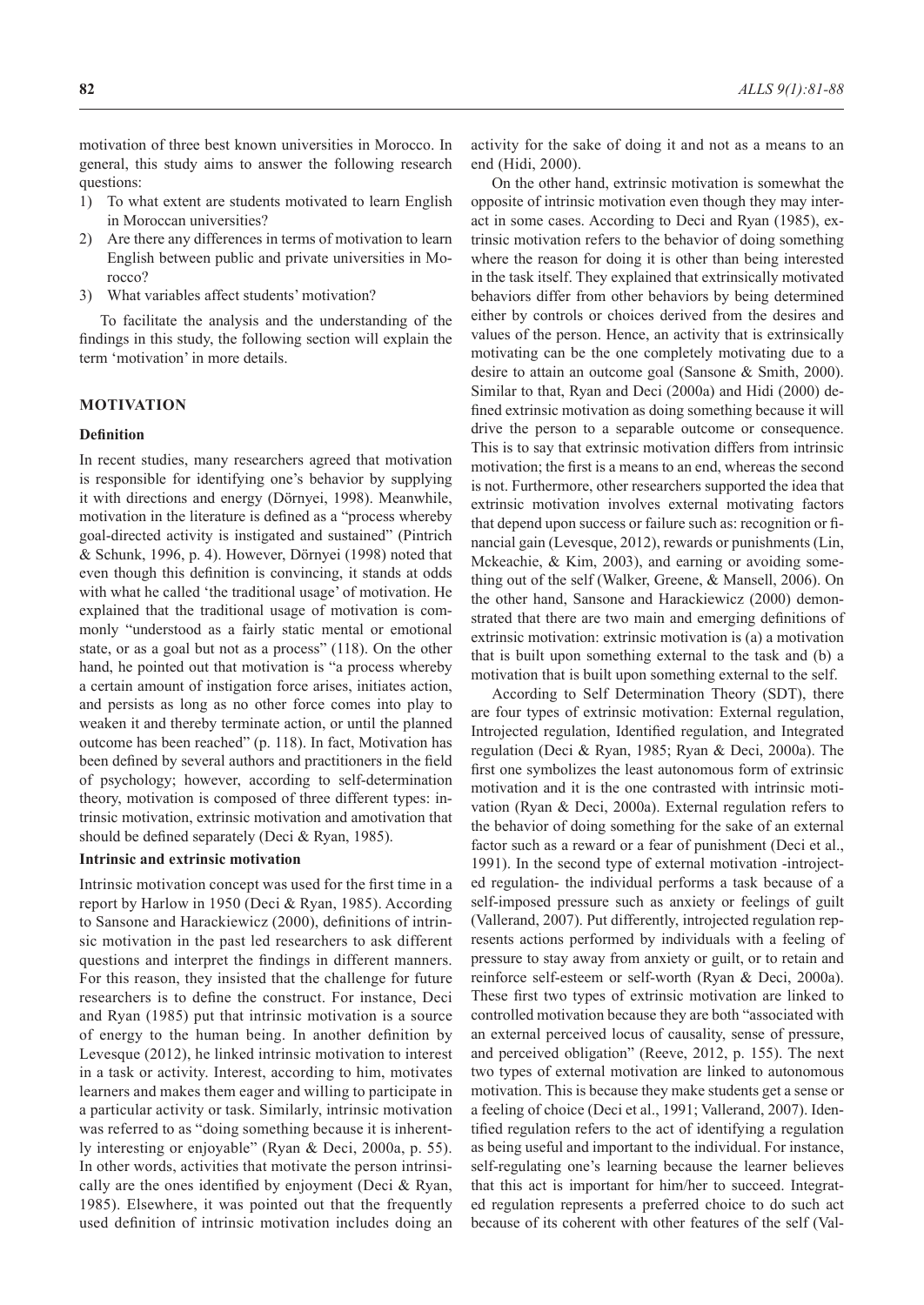motivation of three best known universities in Morocco. In general, this study aims to answer the following research questions:

1) To what extent are students motivated to learn English in Moroccan universities?
2) Are there any differences in terms of motivation to learn English between public and private universities in Morocco?
3) What variables affect students' motivation?

To facilitate the analysis and the understanding of the findings in this study, the following section will explain the term 'motivation' in more details.

## MOTIVATION

### Definition

In recent studies, many researchers agreed that motivation is responsible for identifying one's behavior by supplying it with directions and energy (Dörnyei, 1998). Meanwhile, motivation in the literature is defined as a "process whereby goal-directed activity is instigated and sustained" (Pintrich & Schunk, 1996, p. 4). However, Dörnyei (1998) noted that even though this definition is convincing, it stands at odds with what he called 'the traditional usage' of motivation. He explained that the traditional usage of motivation is commonly "understood as a fairly static mental or emotional state, or as a goal but not as a process" (118). On the other hand, he pointed out that motivation is "a process whereby a certain amount of instigation force arises, initiates action, and persists as long as no other force comes into play to weaken it and thereby terminate action, or until the planned outcome has been reached" (p. 118). In fact, Motivation has been defined by several authors and practitioners in the field of psychology; however, according to self-determination theory, motivation is composed of three different types: intrinsic motivation, extrinsic motivation and amotivation that should be defined separately (Deci & Ryan, 1985).

### Intrinsic and extrinsic motivation

Intrinsic motivation concept was used for the first time in a report by Harlow in 1950 (Deci & Ryan, 1985). According to Sansone and Harackiewicz (2000), definitions of intrinsic motivation in the past led researchers to ask different questions and interpret the findings in different manners. For this reason, they insisted that the challenge for future researchers is to define the construct. For instance, Deci and Ryan (1985) put that intrinsic motivation is a source of energy to the human being. In another definition by Levesque (2012), he linked intrinsic motivation to interest in a task or activity. Interest, according to him, motivates learners and makes them eager and willing to participate in a particular activity or task. Similarly, intrinsic motivation was referred to as "doing something because it is inherently interesting or enjoyable" (Ryan & Deci, 2000a, p. 55). In other words, activities that motivate the person intrinsically are the ones identified by enjoyment (Deci & Ryan, 1985). Elsewhere, it was pointed out that the frequently used definition of intrinsic motivation includes doing an activity for the sake of doing it and not as a means to an end (Hidi, 2000).

On the other hand, extrinsic motivation is somewhat the opposite of intrinsic motivation even though they may interact in some cases. According to Deci and Ryan (1985), extrinsic motivation refers to the behavior of doing something where the reason for doing it is other than being interested in the task itself. They explained that extrinsically motivated behaviors differ from other behaviors by being determined either by controls or choices derived from the desires and values of the person. Hence, an activity that is extrinsically motivating can be the one completely motivating due to a desire to attain an outcome goal (Sansone & Smith, 2000). Similar to that, Ryan and Deci (2000a) and Hidi (2000) defined extrinsic motivation as doing something because it will drive the person to a separable outcome or consequence. This is to say that extrinsic motivation differs from intrinsic motivation; the first is a means to an end, whereas the second is not. Furthermore, other researchers supported the idea that extrinsic motivation involves external motivating factors that depend upon success or failure such as: recognition or financial gain (Levesque, 2012), rewards or punishments (Lin, Mckeachie, & Kim, 2003), and earning or avoiding something out of the self (Walker, Greene, & Mansell, 2006). On the other hand, Sansone and Harackiewicz (2000) demonstrated that there are two main and emerging definitions of extrinsic motivation: extrinsic motivation is (a) a motivation that is built upon something external to the task and (b) a motivation that is built upon something external to the self.

According to Self Determination Theory (SDT), there are four types of extrinsic motivation: External regulation, Introjected regulation, Identified regulation, and Integrated regulation (Deci & Ryan, 1985; Ryan & Deci, 2000a). The first one symbolizes the least autonomous form of extrinsic motivation and it is the one contrasted with intrinsic motivation (Ryan & Deci, 2000a). External regulation refers to the behavior of doing something for the sake of an external factor such as a reward or a fear of punishment (Deci et al., 1991). In the second type of external motivation -introjected regulation- the individual performs a task because of a self-imposed pressure such as anxiety or feelings of guilt (Vallerand, 2007). Put differently, introjected regulation represents actions performed by individuals with a feeling of pressure to stay away from anxiety or guilt, or to retain and reinforce self-esteem or self-worth (Ryan & Deci, 2000a). These first two types of extrinsic motivation are linked to controlled motivation because they are both "associated with an external perceived locus of causality, sense of pressure, and perceived obligation" (Reeve, 2012, p. 155). The next two types of external motivation are linked to autonomous motivation. This is because they make students get a sense or a feeling of choice (Deci et al., 1991; Vallerand, 2007). Identified regulation refers to the act of identifying a regulation as being useful and important to the individual. For instance, self-regulating one's learning because the learner believes that this act is important for him/her to succeed. Integrated regulation represents a preferred choice to do such act because of its coherent with other features of the self (Val-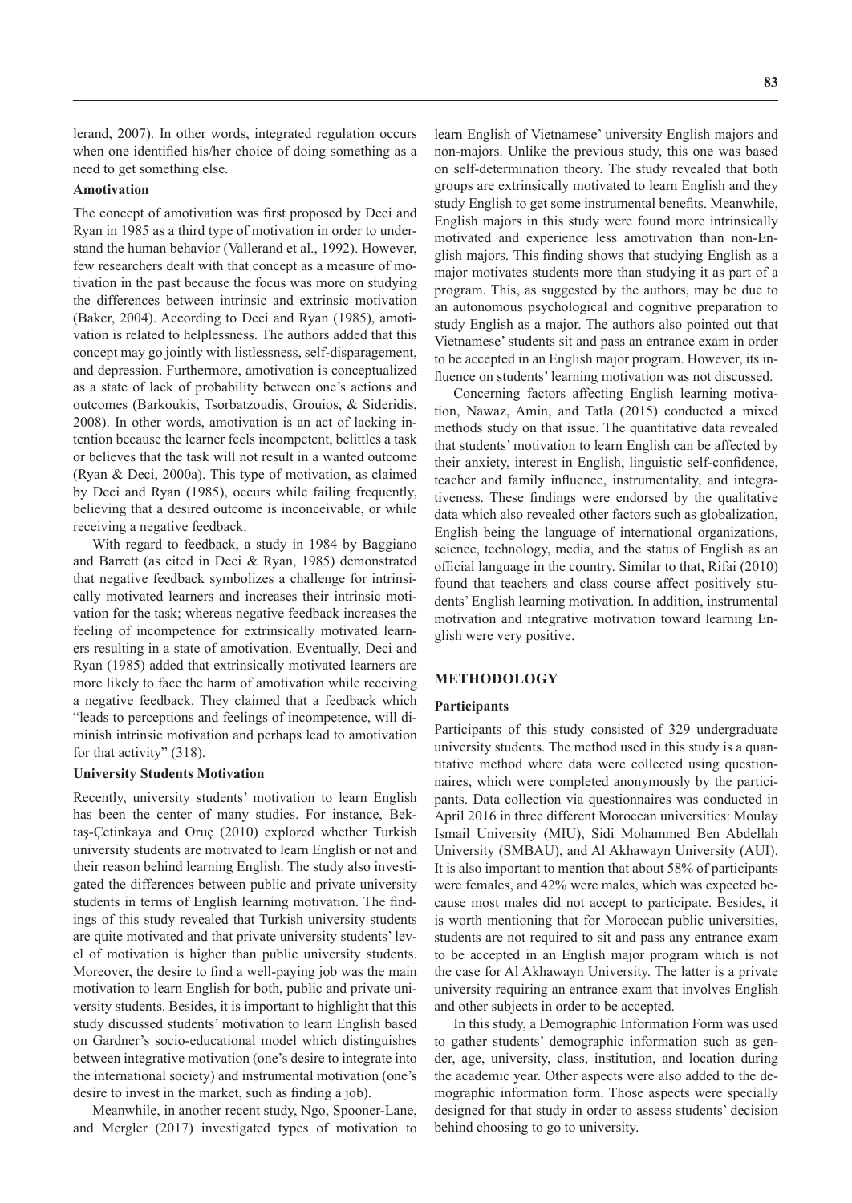lerand, 2007). In other words, integrated regulation occurs when one identified his/her choice of doing something as a need to get something else.

### Amotivation

The concept of amotivation was first proposed by Deci and Ryan in 1985 as a third type of motivation in order to understand the human behavior (Vallerand et al., 1992). However, few researchers dealt with that concept as a measure of motivation in the past because the focus was more on studying the differences between intrinsic and extrinsic motivation (Baker, 2004). According to Deci and Ryan (1985), amotivation is related to helplessness. The authors added that this concept may go jointly with listlessness, self-disparagement, and depression. Furthermore, amotivation is conceptualized as a state of lack of probability between one's actions and outcomes (Barkoukis, Tsorbatzoudis, Grouios, & Sideridis, 2008). In other words, amotivation is an act of lacking intention because the learner feels incompetent, belittles a task or believes that the task will not result in a wanted outcome (Ryan & Deci, 2000a). This type of motivation, as claimed by Deci and Ryan (1985), occurs while failing frequently, believing that a desired outcome is inconceivable, or while receiving a negative feedback.

With regard to feedback, a study in 1984 by Baggiano and Barrett (as cited in Deci & Ryan, 1985) demonstrated that negative feedback symbolizes a challenge for intrinsically motivated learners and increases their intrinsic motivation for the task; whereas negative feedback increases the feeling of incompetence for extrinsically motivated learners resulting in a state of amotivation. Eventually, Deci and Ryan (1985) added that extrinsically motivated learners are more likely to face the harm of amotivation while receiving a negative feedback. They claimed that a feedback which "leads to perceptions and feelings of incompetence, will diminish intrinsic motivation and perhaps lead to amotivation for that activity" (318).

### University Students Motivation

Recently, university students' motivation to learn English has been the center of many studies. For instance, Bektaş-Çetinkaya and Oruç (2010) explored whether Turkish university students are motivated to learn English or not and their reason behind learning English. The study also investigated the differences between public and private university students in terms of English learning motivation. The findings of this study revealed that Turkish university students are quite motivated and that private university students' level of motivation is higher than public university students. Moreover, the desire to find a well-paying job was the main motivation to learn English for both, public and private university students. Besides, it is important to highlight that this study discussed students' motivation to learn English based on Gardner's socio-educational model which distinguishes between integrative motivation (one's desire to integrate into the international society) and instrumental motivation (one's desire to invest in the market, such as finding a job).

Meanwhile, in another recent study, Ngo, Spooner-Lane, and Mergler (2017) investigated types of motivation to learn English of Vietnamese' university English majors and non-majors. Unlike the previous study, this one was based on self-determination theory. The study revealed that both groups are extrinsically motivated to learn English and they study English to get some instrumental benefits. Meanwhile, English majors in this study were found more intrinsically motivated and experience less amotivation than non-English majors. This finding shows that studying English as a major motivates students more than studying it as part of a program. This, as suggested by the authors, may be due to an autonomous psychological and cognitive preparation to study English as a major. The authors also pointed out that Vietnamese' students sit and pass an entrance exam in order to be accepted in an English major program. However, its influence on students' learning motivation was not discussed.

Concerning factors affecting English learning motivation, Nawaz, Amin, and Tatla (2015) conducted a mixed methods study on that issue. The quantitative data revealed that students' motivation to learn English can be affected by their anxiety, interest in English, linguistic self-confidence, teacher and family influence, instrumentality, and integrativeness. These findings were endorsed by the qualitative data which also revealed other factors such as globalization, English being the language of international organizations, science, technology, media, and the status of English as an official language in the country. Similar to that, Rifai (2010) found that teachers and class course affect positively students' English learning motivation. In addition, instrumental motivation and integrative motivation toward learning English were very positive.

## METHODOLOGY

### Participants

Participants of this study consisted of 329 undergraduate university students. The method used in this study is a quantitative method where data were collected using questionnaires, which were completed anonymously by the participants. Data collection via questionnaires was conducted in April 2016 in three different Moroccan universities: Moulay Ismail University (MIU), Sidi Mohammed Ben Abdellah University (SMBAU), and Al Akhawayn University (AUI). It is also important to mention that about 58% of participants were females, and 42% were males, which was expected because most males did not accept to participate. Besides, it is worth mentioning that for Moroccan public universities, students are not required to sit and pass any entrance exam to be accepted in an English major program which is not the case for Al Akhawayn University. The latter is a private university requiring an entrance exam that involves English and other subjects in order to be accepted.

In this study, a Demographic Information Form was used to gather students' demographic information such as gender, age, university, class, institution, and location during the academic year. Other aspects were also added to the demographic information form. Those aspects were specially designed for that study in order to assess students' decision behind choosing to go to university.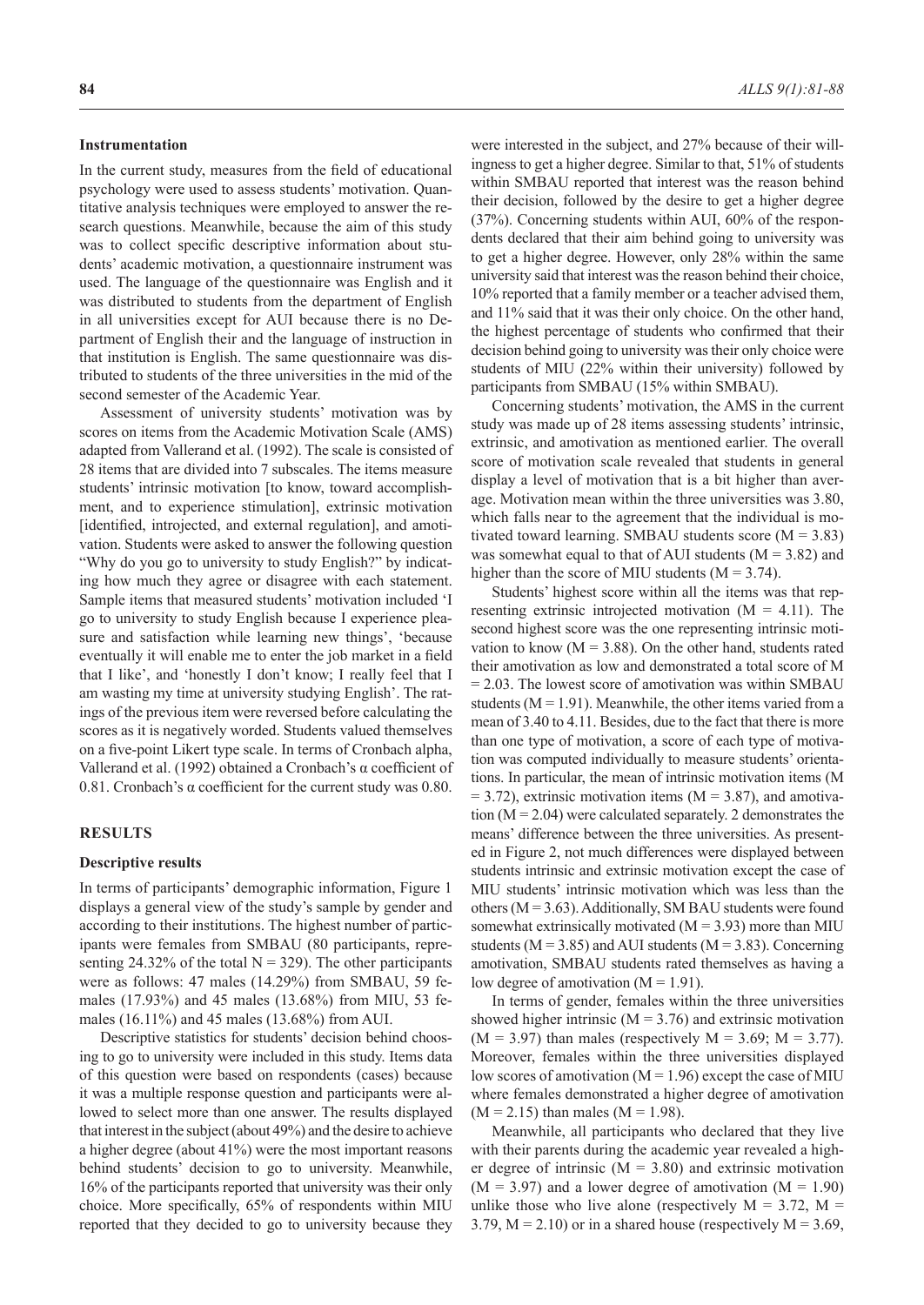### Instrumentation

In the current study, measures from the field of educational psychology were used to assess students' motivation. Quantitative analysis techniques were employed to answer the research questions. Meanwhile, because the aim of this study was to collect specific descriptive information about students' academic motivation, a questionnaire instrument was used. The language of the questionnaire was English and it was distributed to students from the department of English in all universities except for AUI because there is no Department of English their and the language of instruction in that institution is English. The same questionnaire was distributed to students of the three universities in the mid of the second semester of the Academic Year.

Assessment of university students' motivation was by scores on items from the Academic Motivation Scale (AMS) adapted from Vallerand et al. (1992). The scale is consisted of 28 items that are divided into 7 subscales. The items measure students' intrinsic motivation [to know, toward accomplishment, and to experience stimulation], extrinsic motivation [identified, introjected, and external regulation], and amotivation. Students were asked to answer the following question "Why do you go to university to study English?" by indicating how much they agree or disagree with each statement. Sample items that measured students' motivation included 'I go to university to study English because I experience pleasure and satisfaction while learning new things', 'because eventually it will enable me to enter the job market in a field that I like', and 'honestly I don't know; I really feel that I am wasting my time at university studying English'. The ratings of the previous item were reversed before calculating the scores as it is negatively worded. Students valued themselves on a five-point Likert type scale. In terms of Cronbach alpha, Vallerand et al. (1992) obtained a Cronbach's α coefficient of 0.81. Cronbach's α coefficient for the current study was 0.80.

## RESULTS

### Descriptive results

In terms of participants' demographic information, Figure 1 displays a general view of the study's sample by gender and according to their institutions. The highest number of participants were females from SMBAU (80 participants, representing 24.32% of the total N = 329). The other participants were as follows: 47 males (14.29%) from SMBAU, 59 females (17.93%) and 45 males (13.68%) from MIU, 53 females (16.11%) and 45 males (13.68%) from AUI.

Descriptive statistics for students' decision behind choosing to go to university were included in this study. Items data of this question were based on respondents (cases) because it was a multiple response question and participants were allowed to select more than one answer. The results displayed that interest in the subject (about 49%) and the desire to achieve a higher degree (about 41%) were the most important reasons behind students' decision to go to university. Meanwhile, 16% of the participants reported that university was their only choice. More specifically, 65% of respondents within MIU reported that they decided to go to university because they were interested in the subject, and 27% because of their willingness to get a higher degree. Similar to that, 51% of students within SMBAU reported that interest was the reason behind their decision, followed by the desire to get a higher degree (37%). Concerning students within AUI, 60% of the respondents declared that their aim behind going to university was to get a higher degree. However, only 28% within the same university said that interest was the reason behind their choice, 10% reported that a family member or a teacher advised them, and 11% said that it was their only choice. On the other hand, the highest percentage of students who confirmed that their decision behind going to university was their only choice were students of MIU (22% within their university) followed by participants from SMBAU (15% within SMBAU).

Concerning students' motivation, the AMS in the current study was made up of 28 items assessing students' intrinsic, extrinsic, and amotivation as mentioned earlier. The overall score of motivation scale revealed that students in general display a level of motivation that is a bit higher than average. Motivation mean within the three universities was 3.80, which falls near to the agreement that the individual is motivated toward learning. SMBAU students score (M = 3.83) was somewhat equal to that of AUI students (M = 3.82) and higher than the score of MIU students (M = 3.74).

Students' highest score within all the items was that representing extrinsic introjected motivation (M = 4.11). The second highest score was the one representing intrinsic motivation to know (M = 3.88). On the other hand, students rated their amotivation as low and demonstrated a total score of M = 2.03. The lowest score of amotivation was within SMBAU students (M = 1.91). Meanwhile, the other items varied from a mean of 3.40 to 4.11. Besides, due to the fact that there is more than one type of motivation, a score of each type of motivation was computed individually to measure students' orientations. In particular, the mean of intrinsic motivation items (M = 3.72), extrinsic motivation items (M = 3.87), and amotivation (M = 2.04) were calculated separately. 2 demonstrates the means' difference between the three universities. As presented in Figure 2, not much differences were displayed between students intrinsic and extrinsic motivation except the case of MIU students' intrinsic motivation which was less than the others (M = 3.63). Additionally, SM BAU students were found somewhat extrinsically motivated (M = 3.93) more than MIU students (M = 3.85) and AUI students (M = 3.83). Concerning amotivation, SMBAU students rated themselves as having a low degree of amotivation (M = 1.91).

In terms of gender, females within the three universities showed higher intrinsic (M = 3.76) and extrinsic motivation (M = 3.97) than males (respectively M = 3.69; M = 3.77). Moreover, females within the three universities displayed low scores of amotivation (M = 1.96) except the case of MIU where females demonstrated a higher degree of amotivation (M = 2.15) than males (M = 1.98).

Meanwhile, all participants who declared that they live with their parents during the academic year revealed a higher degree of intrinsic (M = 3.80) and extrinsic motivation (M = 3.97) and a lower degree of amotivation (M = 1.90) unlike those who live alone (respectively M = 3.72, M = 3.79, M = 2.10) or in a shared house (respectively M = 3.69,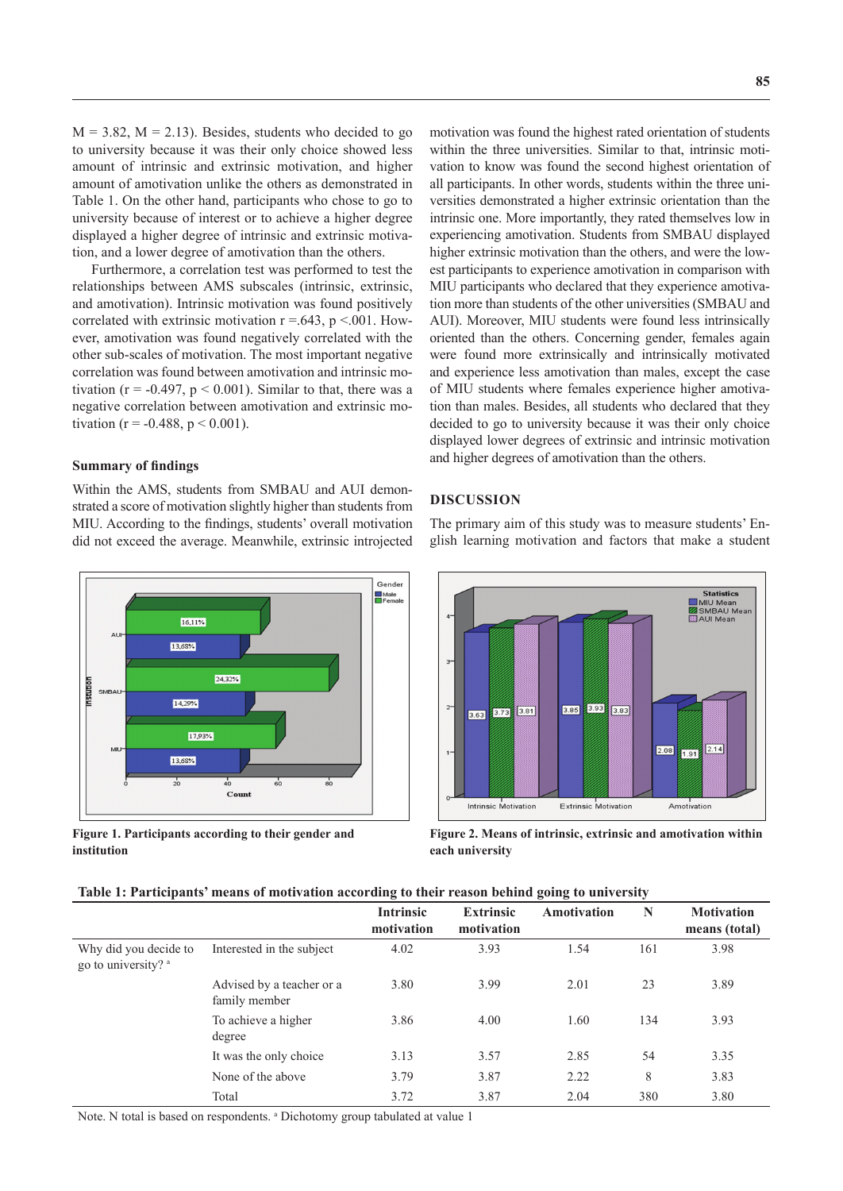M = 3.82, M = 2.13). Besides, students who decided to go to university because it was their only choice showed less amount of intrinsic and extrinsic motivation, and higher amount of amotivation unlike the others as demonstrated in Table 1. On the other hand, participants who chose to go to university because of interest or to achieve a higher degree displayed a higher degree of intrinsic and extrinsic motivation, and a lower degree of amotivation than the others.

Furthermore, a correlation test was performed to test the relationships between AMS subscales (intrinsic, extrinsic, and amotivation). Intrinsic motivation was found positively correlated with extrinsic motivation r =.643, p <.001. However, amotivation was found negatively correlated with the other sub-scales of motivation. The most important negative correlation was found between amotivation and intrinsic motivation (r = -0.497, p < 0.001). Similar to that, there was a negative correlation between amotivation and extrinsic motivation (r = -0.488, p < 0.001).

### Summary of findings

Within the AMS, students from SMBAU and AUI demonstrated a score of motivation slightly higher than students from MIU. According to the findings, students' overall motivation did not exceed the average. Meanwhile, extrinsic introjected motivation was found the highest rated orientation of students within the three universities. Similar to that, intrinsic motivation to know was found the second highest orientation of all participants. In other words, students within the three universities demonstrated a higher extrinsic orientation than the intrinsic one. More importantly, they rated themselves low in experiencing amotivation. Students from SMBAU displayed higher extrinsic motivation than the others, and were the lowest participants to experience amotivation in comparison with MIU participants who declared that they experience amotivation more than students of the other universities (SMBAU and AUI). Moreover, MIU students were found less intrinsically oriented than the others. Concerning gender, females again were found more extrinsically and intrinsically motivated and experience less amotivation than males, except the case of MIU students where females experience higher amotivation than males. Besides, all students who declared that they decided to go to university because it was their only choice displayed lower degrees of extrinsic and intrinsic motivation and higher degrees of amotivation than the others.

## DISCUSSION

The primary aim of this study was to measure students' English learning motivation and factors that make a student

**Figure 1. Participants according to their gender and institution**

**Figure 2. Means of intrinsic, extrinsic and amotivation within each university**

**Table 1: Participants' means of motivation according to their reason behind going to university**

| | | Intrinsic motivation | Extrinsic motivation | Amotivation | N | Motivation means (total) |
|---|---|---|---|---|---|---|
| Why did you decide to go to university? [a] | Interested in the subject | 4.02 | 3.93 | 1.54 | 161 | 3.98 |
| | Advised by a teacher or a family member | 3.80 | 3.99 | 2.01 | 23 | 3.89 |
| | To achieve a higher degree | 3.86 | 4.00 | 1.60 | 134 | 3.93 |
| | It was the only choice | 3.13 | 3.57 | 2.85 | 54 | 3.35 |
| | None of the above | 3.79 | 3.87 | 2.22 | 8 | 3.83 |
| | Total | 3.72 | 3.87 | 2.04 | 380 | 3.80 |

Note. N total is based on respondents. [a] Dichotomy group tabulated at value 1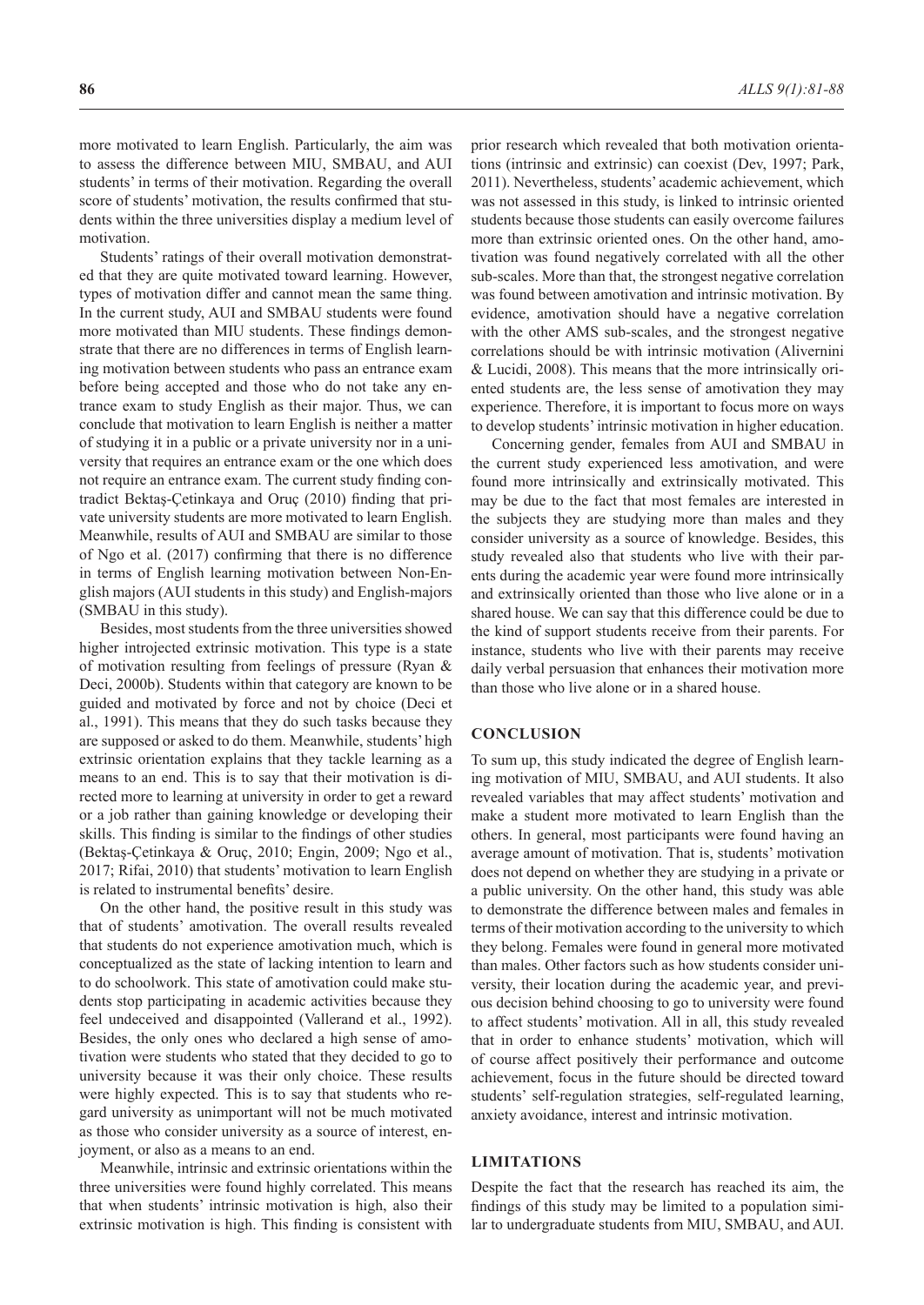more motivated to learn English. Particularly, the aim was to assess the difference between MIU, SMBAU, and AUI students' in terms of their motivation. Regarding the overall score of students' motivation, the results confirmed that students within the three universities display a medium level of motivation.

Students' ratings of their overall motivation demonstrated that they are quite motivated toward learning. However, types of motivation differ and cannot mean the same thing. In the current study, AUI and SMBAU students were found more motivated than MIU students. These findings demonstrate that there are no differences in terms of English learning motivation between students who pass an entrance exam before being accepted and those who do not take any entrance exam to study English as their major. Thus, we can conclude that motivation to learn English is neither a matter of studying it in a public or a private university nor in a university that requires an entrance exam or the one which does not require an entrance exam. The current study finding contradict Bektaş-Çetinkaya and Oruç (2010) finding that private university students are more motivated to learn English. Meanwhile, results of AUI and SMBAU are similar to those of Ngo et al. (2017) confirming that there is no difference in terms of English learning motivation between Non-English majors (AUI students in this study) and English-majors (SMBAU in this study).

Besides, most students from the three universities showed higher introjected extrinsic motivation. This type is a state of motivation resulting from feelings of pressure (Ryan & Deci, 2000b). Students within that category are known to be guided and motivated by force and not by choice (Deci et al., 1991). This means that they do such tasks because they are supposed or asked to do them. Meanwhile, students' high extrinsic orientation explains that they tackle learning as a means to an end. This is to say that their motivation is directed more to learning at university in order to get a reward or a job rather than gaining knowledge or developing their skills. This finding is similar to the findings of other studies (Bektaş-Çetinkaya & Oruç, 2010; Engin, 2009; Ngo et al., 2017; Rifai, 2010) that students' motivation to learn English is related to instrumental benefits' desire.

On the other hand, the positive result in this study was that of students' amotivation. The overall results revealed that students do not experience amotivation much, which is conceptualized as the state of lacking intention to learn and to do schoolwork. This state of amotivation could make students stop participating in academic activities because they feel undeceived and disappointed (Vallerand et al., 1992). Besides, the only ones who declared a high sense of amotivation were students who stated that they decided to go to university because it was their only choice. These results were highly expected. This is to say that students who regard university as unimportant will not be much motivated as those who consider university as a source of interest, enjoyment, or also as a means to an end.

Meanwhile, intrinsic and extrinsic orientations within the three universities were found highly correlated. This means that when students' intrinsic motivation is high, also their extrinsic motivation is high. This finding is consistent with prior research which revealed that both motivation orientations (intrinsic and extrinsic) can coexist (Dev, 1997; Park, 2011). Nevertheless, students' academic achievement, which was not assessed in this study, is linked to intrinsic oriented students because those students can easily overcome failures more than extrinsic oriented ones. On the other hand, amotivation was found negatively correlated with all the other sub-scales. More than that, the strongest negative correlation was found between amotivation and intrinsic motivation. By evidence, amotivation should have a negative correlation with the other AMS sub-scales, and the strongest negative correlations should be with intrinsic motivation (Alivernini & Lucidi, 2008). This means that the more intrinsically oriented students are, the less sense of amotivation they may experience. Therefore, it is important to focus more on ways to develop students' intrinsic motivation in higher education.

Concerning gender, females from AUI and SMBAU in the current study experienced less amotivation, and were found more intrinsically and extrinsically motivated. This may be due to the fact that most females are interested in the subjects they are studying more than males and they consider university as a source of knowledge. Besides, this study revealed also that students who live with their parents during the academic year were found more intrinsically and extrinsically oriented than those who live alone or in a shared house. We can say that this difference could be due to the kind of support students receive from their parents. For instance, students who live with their parents may receive daily verbal persuasion that enhances their motivation more than those who live alone or in a shared house.

## CONCLUSION

To sum up, this study indicated the degree of English learning motivation of MIU, SMBAU, and AUI students. It also revealed variables that may affect students' motivation and make a student more motivated to learn English than the others. In general, most participants were found having an average amount of motivation. That is, students' motivation does not depend on whether they are studying in a private or a public university. On the other hand, this study was able to demonstrate the difference between males and females in terms of their motivation according to the university to which they belong. Females were found in general more motivated than males. Other factors such as how students consider university, their location during the academic year, and previous decision behind choosing to go to university were found to affect students' motivation. All in all, this study revealed that in order to enhance students' motivation, which will of course affect positively their performance and outcome achievement, focus in the future should be directed toward students' self-regulation strategies, self-regulated learning, anxiety avoidance, interest and intrinsic motivation.

## LIMITATIONS

Despite the fact that the research has reached its aim, the findings of this study may be limited to a population similar to undergraduate students from MIU, SMBAU, and AUI.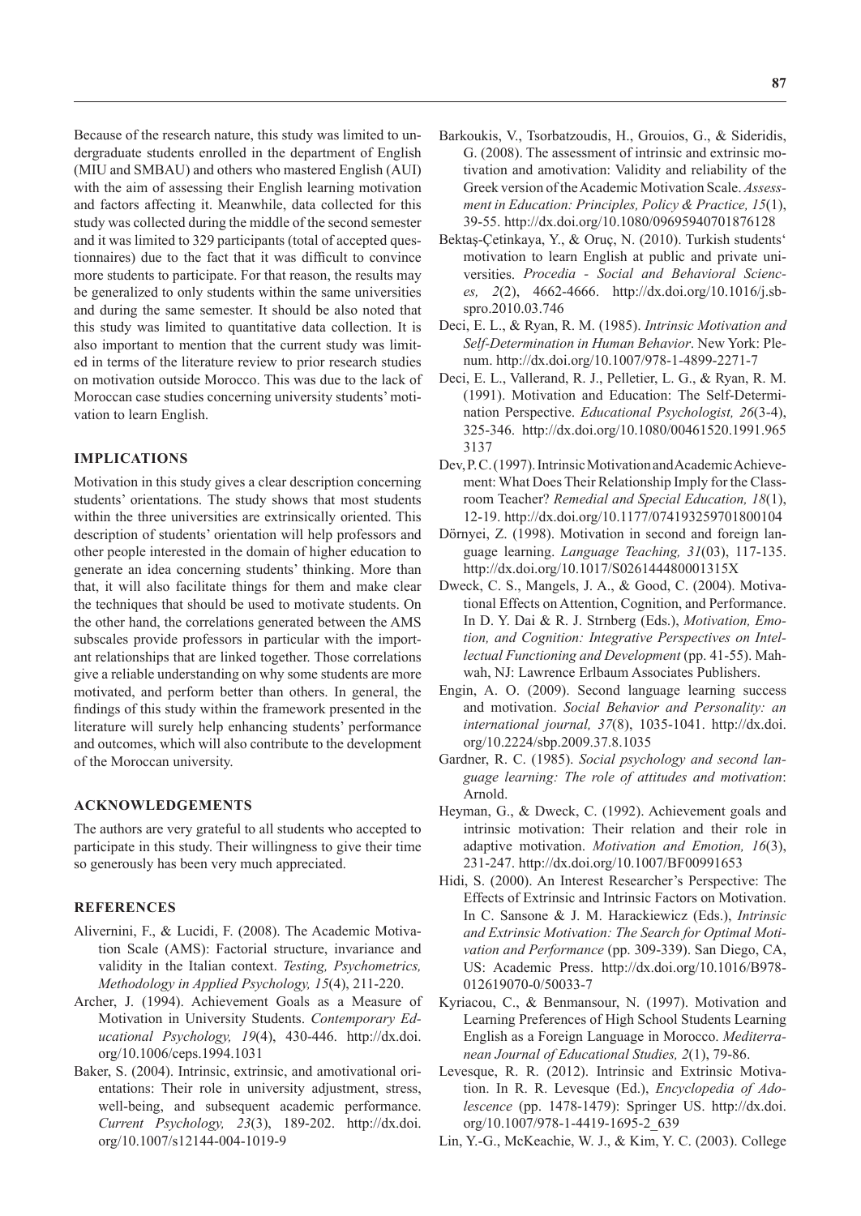Because of the research nature, this study was limited to undergraduate students enrolled in the department of English (MIU and SMBAU) and others who mastered English (AUI) with the aim of assessing their English learning motivation and factors affecting it. Meanwhile, data collected for this study was collected during the middle of the second semester and it was limited to 329 participants (total of accepted questionnaires) due to the fact that it was difficult to convince more students to participate. For that reason, the results may be generalized to only students within the same universities and during the same semester. It should be also noted that this study was limited to quantitative data collection. It is also important to mention that the current study was limited in terms of the literature review to prior research studies on motivation outside Morocco. This was due to the lack of Moroccan case studies concerning university students' motivation to learn English.

## IMPLICATIONS

Motivation in this study gives a clear description concerning students' orientations. The study shows that most students within the three universities are extrinsically oriented. This description of students' orientation will help professors and other people interested in the domain of higher education to generate an idea concerning students' thinking. More than that, it will also facilitate things for them and make clear the techniques that should be used to motivate students. On the other hand, the correlations generated between the AMS subscales provide professors in particular with the important relationships that are linked together. Those correlations give a reliable understanding on why some students are more motivated, and perform better than others. In general, the findings of this study within the framework presented in the literature will surely help enhancing students' performance and outcomes, which will also contribute to the development of the Moroccan university.

## ACKNOWLEDGEMENTS

The authors are very grateful to all students who accepted to participate in this study. Their willingness to give their time so generously has been very much appreciated.

## REFERENCES

Alivernini, F., & Lucidi, F. (2008). The Academic Motivation Scale (AMS): Factorial structure, invariance and validity in the Italian context. *Testing, Psychometrics, Methodology in Applied Psychology, 15*(4), 211-220.

Archer, J. (1994). Achievement Goals as a Measure of Motivation in University Students. *Contemporary Educational Psychology, 19*(4), 430-446. http://dx.doi.org/10.1006/ceps.1994.1031

Baker, S. (2004). Intrinsic, extrinsic, and amotivational orientations: Their role in university adjustment, stress, well-being, and subsequent academic performance. *Current Psychology, 23*(3), 189-202. http://dx.doi.org/10.1007/s12144-004-1019-9

Barkoukis, V., Tsorbatzoudis, H., Grouios, G., & Sideridis, G. (2008). The assessment of intrinsic and extrinsic motivation and amotivation: Validity and reliability of the Greek version of the Academic Motivation Scale. *Assessment in Education: Principles, Policy & Practice, 15*(1), 39-55. http://dx.doi.org/10.1080/09695940701876128

Bektaş-Çetinkaya, Y., & Oruç, N. (2010). Turkish students' motivation to learn English at public and private universities. *Procedia - Social and Behavioral Sciences, 2*(2), 4662-4666. http://dx.doi.org/10.1016/j.sbspro.2010.03.746

Deci, E. L., & Ryan, R. M. (1985). *Intrinsic Motivation and Self-Determination in Human Behavior*. New York: Plenum. http://dx.doi.org/10.1007/978-1-4899-2271-7

Deci, E. L., Vallerand, R. J., Pelletier, L. G., & Ryan, R. M. (1991). Motivation and Education: The Self-Determination Perspective. *Educational Psychologist, 26*(3-4), 325-346. http://dx.doi.org/10.1080/00461520.1991.9653137

Dev, P. C. (1997). Intrinsic Motivation and Academic Achievement: What Does Their Relationship Imply for the Classroom Teacher? *Remedial and Special Education, 18*(1), 12-19. http://dx.doi.org/10.1177/074193259701800104

Dörnyei, Z. (1998). Motivation in second and foreign language learning. *Language Teaching, 31*(03), 117-135. http://dx.doi.org/10.1017/S026144480001315X

Dweck, C. S., Mangels, J. A., & Good, C. (2004). Motivational Effects on Attention, Cognition, and Performance. In D. Y. Dai & R. J. Strnberg (Eds.), *Motivation, Emotion, and Cognition: Integrative Perspectives on Intellectual Functioning and Development* (pp. 41-55). Mahwah, NJ: Lawrence Erlbaum Associates Publishers.

Engin, A. O. (2009). Second language learning success and motivation. *Social Behavior and Personality: an international journal, 37*(8), 1035-1041. http://dx.doi.org/10.2224/sbp.2009.37.8.1035

Gardner, R. C. (1985). *Social psychology and second language learning: The role of attitudes and motivation*: Arnold.

Heyman, G., & Dweck, C. (1992). Achievement goals and intrinsic motivation: Their relation and their role in adaptive motivation. *Motivation and Emotion, 16*(3), 231-247. http://dx.doi.org/10.1007/BF00991653

Hidi, S. (2000). An Interest Researcher's Perspective: The Effects of Extrinsic and Intrinsic Factors on Motivation. In C. Sansone & J. M. Harackiewicz (Eds.), *Intrinsic and Extrinsic Motivation: The Search for Optimal Motivation and Performance* (pp. 309-339). San Diego, CA, US: Academic Press. http://dx.doi.org/10.1016/B978-012619070-0/50033-7

Kyriacou, C., & Benmansour, N. (1997). Motivation and Learning Preferences of High School Students Learning English as a Foreign Language in Morocco. *Mediterranean Journal of Educational Studies, 2*(1), 79-86.

Levesque, R. R. (2012). Intrinsic and Extrinsic Motivation. In R. R. Levesque (Ed.), *Encyclopedia of Adolescence* (pp. 1478-1479): Springer US. http://dx.doi.org/10.1007/978-1-4419-1695-2_639

Lin, Y.-G., McKeachie, W. J., & Kim, Y. C. (2003). College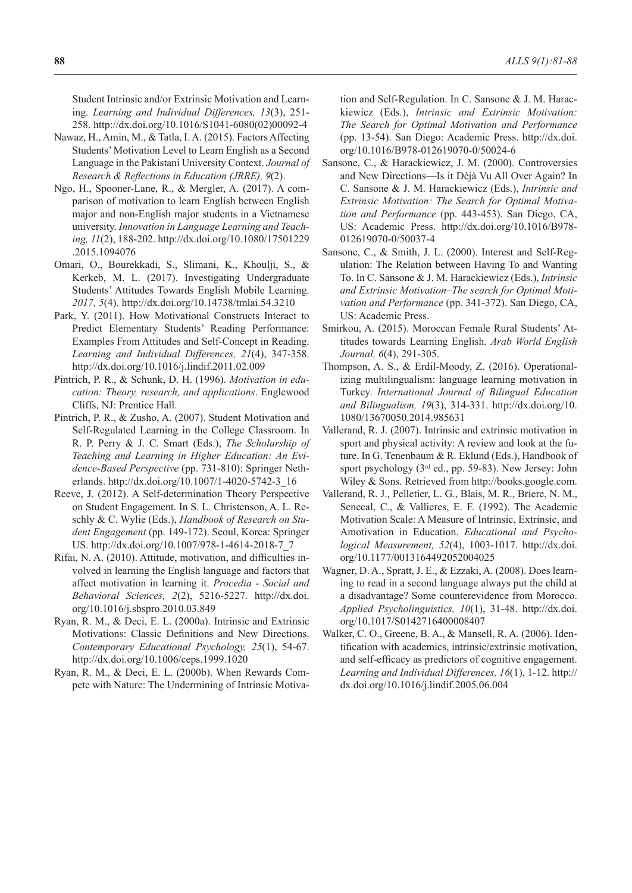Student Intrinsic and/or Extrinsic Motivation and Learning. *Learning and Individual Differences, 13*(3), 251-258. http://dx.doi.org/10.1016/S1041-6080(02)00092-4

Nawaz, H., Amin, M., & Tatla, I. A. (2015). Factors Affecting Students' Motivation Level to Learn English as a Second Language in the Pakistani University Context. *Journal of Research & Reflections in Education (JRRE), 9*(2).

Ngo, H., Spooner-Lane, R., & Mergler, A. (2017). A comparison of motivation to learn English between English major and non-English major students in a Vietnamese university. *Innovation in Language Learning and Teaching, 11*(2), 188-202. http://dx.doi.org/10.1080/17501229.2015.1094076

Omari, O., Bourekkadi, S., Slimani, K., Khoulji, S., & Kerkeb, M. L. (2017). Investigating Undergraduate Students' Attitudes Towards English Mobile Learning. *2017, 5*(4). http://dx.doi.org/10.14738/tmlai.54.3210

Park, Y. (2011). How Motivational Constructs Interact to Predict Elementary Students' Reading Performance: Examples From Attitudes and Self-Concept in Reading. *Learning and Individual Differences, 21*(4), 347-358. http://dx.doi.org/10.1016/j.lindif.2011.02.009

Pintrich, P. R., & Schunk, D. H. (1996). *Motivation in education: Theory, research, and applications*. Englewood Cliffs, NJ: Prentice Hall.

Pintrich, P. R., & Zusho, A. (2007). Student Motivation and Self-Regulated Learning in the College Classroom. In R. P. Perry & J. C. Smart (Eds.), *The Scholarship of Teaching and Learning in Higher Education: An Evidence-Based Perspective* (pp. 731-810): Springer Netherlands. http://dx.doi.org/10.1007/1-4020-5742-3_16

Reeve, J. (2012). A Self-determination Theory Perspective on Student Engagement. In S. L. Christenson, A. L. Reschly & C. Wylie (Eds.), *Handbook of Research on Student Engagement* (pp. 149-172). Seoul, Korea: Springer US. http://dx.doi.org/10.1007/978-1-4614-2018-7_7

Rifai, N. A. (2010). Attitude, motivation, and difficulties involved in learning the English language and factors that affect motivation in learning it. *Procedia - Social and Behavioral Sciences, 2*(2), 5216-5227. http://dx.doi.org/10.1016/j.sbspro.2010.03.849

Ryan, R. M., & Deci, E. L. (2000a). Intrinsic and Extrinsic Motivations: Classic Definitions and New Directions. *Contemporary Educational Psychology, 25*(1), 54-67. http://dx.doi.org/10.1006/ceps.1999.1020

Ryan, R. M., & Deci, E. L. (2000b). When Rewards Compete with Nature: The Undermining of Intrinsic Motivation and Self-Regulation. In C. Sansone & J. M. Harackiewicz (Eds.), *Intrinsic and Extrinsic Motivation: The Search for Optimal Motivation and Performance* (pp. 13-54). San Diego: Academic Press. http://dx.doi.org/10.1016/B978-012619070-0/50024-6

Sansone, C., & Harackiewicz, J. M. (2000). Controversies and New Directions—Is it Déjà Vu All Over Again? In C. Sansone & J. M. Harackiewicz (Eds.), *Intrinsic and Extrinsic Motivation: The Search for Optimal Motivation and Performance* (pp. 443-453). San Diego, CA, US: Academic Press. http://dx.doi.org/10.1016/B978-012619070-0/50037-4

Sansone, C., & Smith, J. L. (2000). Interest and Self-Regulation: The Relation between Having To and Wanting To. In C. Sansone & J. M. Harackiewicz (Eds.), *Intrinsic and Extrinsic Motivation–The search for Optimal Motivation and Performance* (pp. 341-372). San Diego, CA, US: Academic Press.

Smirkou, A. (2015). Moroccan Female Rural Students' Attitudes towards Learning English. *Arab World English Journal, 6*(4), 291-305.

Thompson, A. S., & Erdil-Moody, Z. (2016). Operationalizing multilingualism: language learning motivation in Turkey. *International Journal of Bilingual Education and Bilingualism, 19*(3), 314-331. http://dx.doi.org/10.1080/13670050.2014.985631

Vallerand, R. J. (2007). Intrinsic and extrinsic motivation in sport and physical activity: A review and look at the future. In G. Tenenbaum & R. Eklund (Eds.), Handbook of sport psychology (3rd ed., pp. 59-83). New Jersey: John Wiley & Sons. Retrieved from http://books.google.com.

Vallerand, R. J., Pelletier, L. G., Blais, M. R., Briere, N. M., Senecal, C., & Vallieres, E. F. (1992). The Academic Motivation Scale: A Measure of Intrinsic, Extrinsic, and Amotivation in Education. *Educational and Psychological Measurement, 52*(4), 1003-1017. http://dx.doi.org/10.1177/0013164492052004025

Wagner, D. A., Spratt, J. E., & Ezzaki, A. (2008). Does learning to read in a second language always put the child at a disadvantage? Some counterevidence from Morocco. *Applied Psycholinguistics, 10*(1), 31-48. http://dx.doi.org/10.1017/S0142716400008407

Walker, C. O., Greene, B. A., & Mansell, R. A. (2006). Identification with academics, intrinsic/extrinsic motivation, and self-efficacy as predictors of cognitive engagement. *Learning and Individual Differences, 16*(1), 1-12. http://dx.doi.org/10.1016/j.lindif.2005.06.004